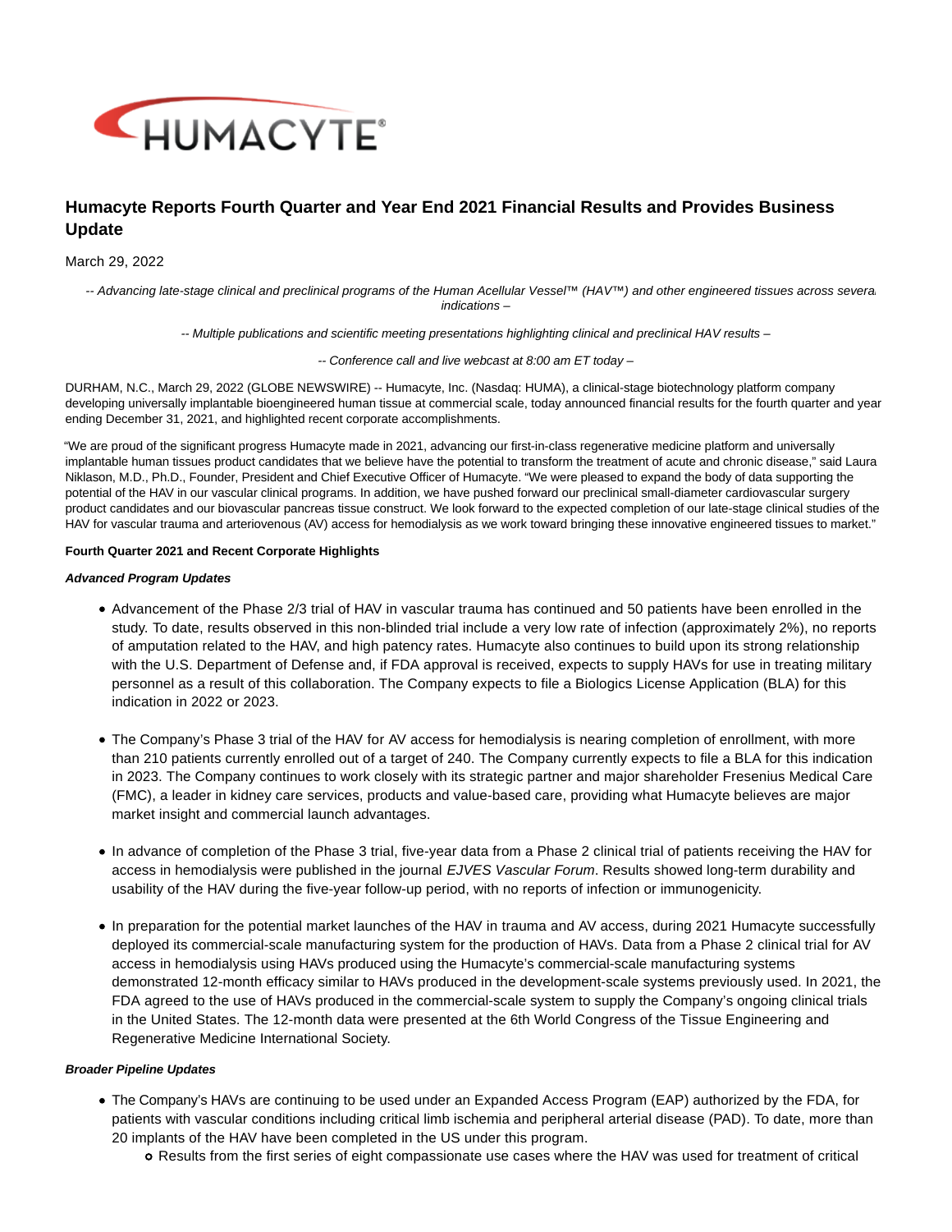# Humacyte Reports Fourth Quarter and Year End 2021 Financial Results and Provides Business Update

March 29, 2022

*-- Advancing late-stage clinical and preclinical programs of the Human Acellular Vessel™ (HAV™) and other engineered tissues across several indications –*

*-- Multiple publications and scientific meeting presentations highlighting clinical and preclinical HAV results –*

*-- Conference call and live webcast at 8:00 am ET today –*

DURHAM, N.C., March 29, 2022 (GLOBE NEWSWIRE) -- Humacyte, Inc. (Nasdaq: HUMA), a clinical-stage biotechnology platform company developing universally implantable bioengineered human tissue at commercial scale, today announced financial results for the fourth quarter and year ending December 31, 2021, and highlighted recent corporate accomplishments.

"We are proud of the significant progress Humacyte made in 2021, advancing our first-in-class regenerative medicine platform and universally implantable human tissues product candidates that we believe have the potential to transform the treatment of acute and chronic disease," said Laura Niklason, M.D., Ph.D., Founder, President and Chief Executive Officer of Humacyte. "We were pleased to expand the body of data supporting the potential of the HAV in our vascular clinical programs. In addition, we have pushed forward our preclinical small-diameter cardiovascular surgery product candidates and our biovascular pancreas tissue construct. We look forward to the expected completion of our late-stage clinical studies of the HAV for vascular trauma and arteriovenous (AV) access for hemodialysis as we work toward bringing these innovative engineered tissues to market."

**Fourth Quarter 2021 and Recent Corporate Highlights**

***Advanced Program Updates***

- Advancement of the Phase 2/3 trial of HAV in vascular trauma has continued and 50 patients have been enrolled in the study. To date, results observed in this non-blinded trial include a very low rate of infection (approximately 2%), no reports of amputation related to the HAV, and high patency rates. Humacyte also continues to build upon its strong relationship with the U.S. Department of Defense and, if FDA approval is received, expects to supply HAVs for use in treating military personnel as a result of this collaboration. The Company expects to file a Biologics License Application (BLA) for this indication in 2022 or 2023.
- The Company's Phase 3 trial of the HAV for AV access for hemodialysis is nearing completion of enrollment, with more than 210 patients currently enrolled out of a target of 240. The Company currently expects to file a BLA for this indication in 2023. The Company continues to work closely with its strategic partner and major shareholder Fresenius Medical Care (FMC), a leader in kidney care services, products and value-based care, providing what Humacyte believes are major market insight and commercial launch advantages.
- In advance of completion of the Phase 3 trial, five-year data from a Phase 2 clinical trial of patients receiving the HAV for access in hemodialysis were published in the journal *EJVES Vascular Forum*. Results showed long-term durability and usability of the HAV during the five-year follow-up period, with no reports of infection or immunogenicity.
- In preparation for the potential market launches of the HAV in trauma and AV access, during 2021 Humacyte successfully deployed its commercial-scale manufacturing system for the production of HAVs. Data from a Phase 2 clinical trial for AV access in hemodialysis using HAVs produced using the Humacyte's commercial-scale manufacturing systems demonstrated 12-month efficacy similar to HAVs produced in the development-scale systems previously used. In 2021, the FDA agreed to the use of HAVs produced in the commercial-scale system to supply the Company's ongoing clinical trials in the United States. The 12-month data were presented at the 6th World Congress of the Tissue Engineering and Regenerative Medicine International Society.

***Broader Pipeline Updates***

- The Company's HAVs are continuing to be used under an Expanded Access Program (EAP) authorized by the FDA, for patients with vascular conditions including critical limb ischemia and peripheral arterial disease (PAD). To date, more than 20 implants of the HAV have been completed in the US under this program.
  - Results from the first series of eight compassionate use cases where the HAV was used for treatment of critical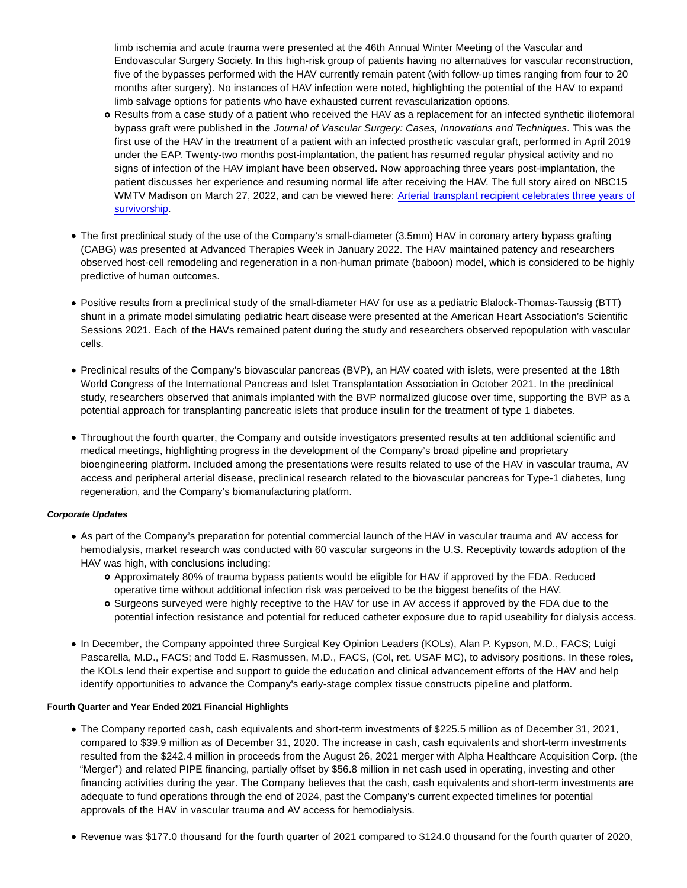limb ischemia and acute trauma were presented at the 46th Annual Winter Meeting of the Vascular and Endovascular Surgery Society. In this high-risk group of patients having no alternatives for vascular reconstruction, five of the bypasses performed with the HAV currently remain patent (with follow-up times ranging from four to 20 months after surgery). No instances of HAV infection were noted, highlighting the potential of the HAV to expand limb salvage options for patients who have exhausted current revascularization options.
    - Results from a case study of a patient who received the HAV as a replacement for an infected synthetic iliofemoral bypass graft were published in the *Journal of Vascular Surgery: Cases, Innovations and Techniques*. This was the first use of the HAV in the treatment of a patient with an infected prosthetic vascular graft, performed in April 2019 under the EAP. Twenty-two months post-implantation, the patient has resumed regular physical activity and no signs of infection of the HAV implant have been observed. Now approaching three years post-implantation, the patient discusses her experience and resuming normal life after receiving the HAV. The full story aired on NBC15 WMTV Madison on March 27, 2022, and can be viewed here: Arterial transplant recipient celebrates three years of survivorship.

- The first preclinical study of the use of the Company's small-diameter (3.5mm) HAV in coronary artery bypass grafting (CABG) was presented at Advanced Therapies Week in January 2022. The HAV maintained patency and researchers observed host-cell remodeling and regeneration in a non-human primate (baboon) model, which is considered to be highly predictive of human outcomes.

- Positive results from a preclinical study of the small-diameter HAV for use as a pediatric Blalock-Thomas-Taussig (BTT) shunt in a primate model simulating pediatric heart disease were presented at the American Heart Association's Scientific Sessions 2021. Each of the HAVs remained patent during the study and researchers observed repopulation with vascular cells.

- Preclinical results of the Company's biovascular pancreas (BVP), an HAV coated with islets, were presented at the 18th World Congress of the International Pancreas and Islet Transplantation Association in October 2021. In the preclinical study, researchers observed that animals implanted with the BVP normalized glucose over time, supporting the BVP as a potential approach for transplanting pancreatic islets that produce insulin for the treatment of type 1 diabetes.

- Throughout the fourth quarter, the Company and outside investigators presented results at ten additional scientific and medical meetings, highlighting progress in the development of the Company's broad pipeline and proprietary bioengineering platform. Included among the presentations were results related to use of the HAV in vascular trauma, AV access and peripheral arterial disease, preclinical research related to the biovascular pancreas for Type-1 diabetes, lung regeneration, and the Company's biomanufacturing platform.

#### *Corporate Updates*

- As part of the Company's preparation for potential commercial launch of the HAV in vascular trauma and AV access for hemodialysis, market research was conducted with 60 vascular surgeons in the U.S. Receptivity towards adoption of the HAV was high, with conclusions including:
    - Approximately 80% of trauma bypass patients would be eligible for HAV if approved by the FDA. Reduced operative time without additional infection risk was perceived to be the biggest benefits of the HAV.
    - Surgeons surveyed were highly receptive to the HAV for use in AV access if approved by the FDA due to the potential infection resistance and potential for reduced catheter exposure due to rapid useability for dialysis access.

- In December, the Company appointed three Surgical Key Opinion Leaders (KOLs), Alan P. Kypson, M.D., FACS; Luigi Pascarella, M.D., FACS; and Todd E. Rasmussen, M.D., FACS, (Col, ret. USAF MC), to advisory positions. In these roles, the KOLs lend their expertise and support to guide the education and clinical advancement efforts of the HAV and help identify opportunities to advance the Company's early-stage complex tissue constructs pipeline and platform.

#### **Fourth Quarter and Year Ended 2021 Financial Highlights**

- The Company reported cash, cash equivalents and short-term investments of $225.5 million as of December 31, 2021, compared to $39.9 million as of December 31, 2020. The increase in cash, cash equivalents and short-term investments resulted from the $242.4 million in proceeds from the August 26, 2021 merger with Alpha Healthcare Acquisition Corp. (the "Merger") and related PIPE financing, partially offset by $56.8 million in net cash used in operating, investing and other financing activities during the year. The Company believes that the cash, cash equivalents and short-term investments are adequate to fund operations through the end of 2024, past the Company's current expected timelines for potential approvals of the HAV in vascular trauma and AV access for hemodialysis.

- Revenue was $177.0 thousand for the fourth quarter of 2021 compared to $124.0 thousand for the fourth quarter of 2020,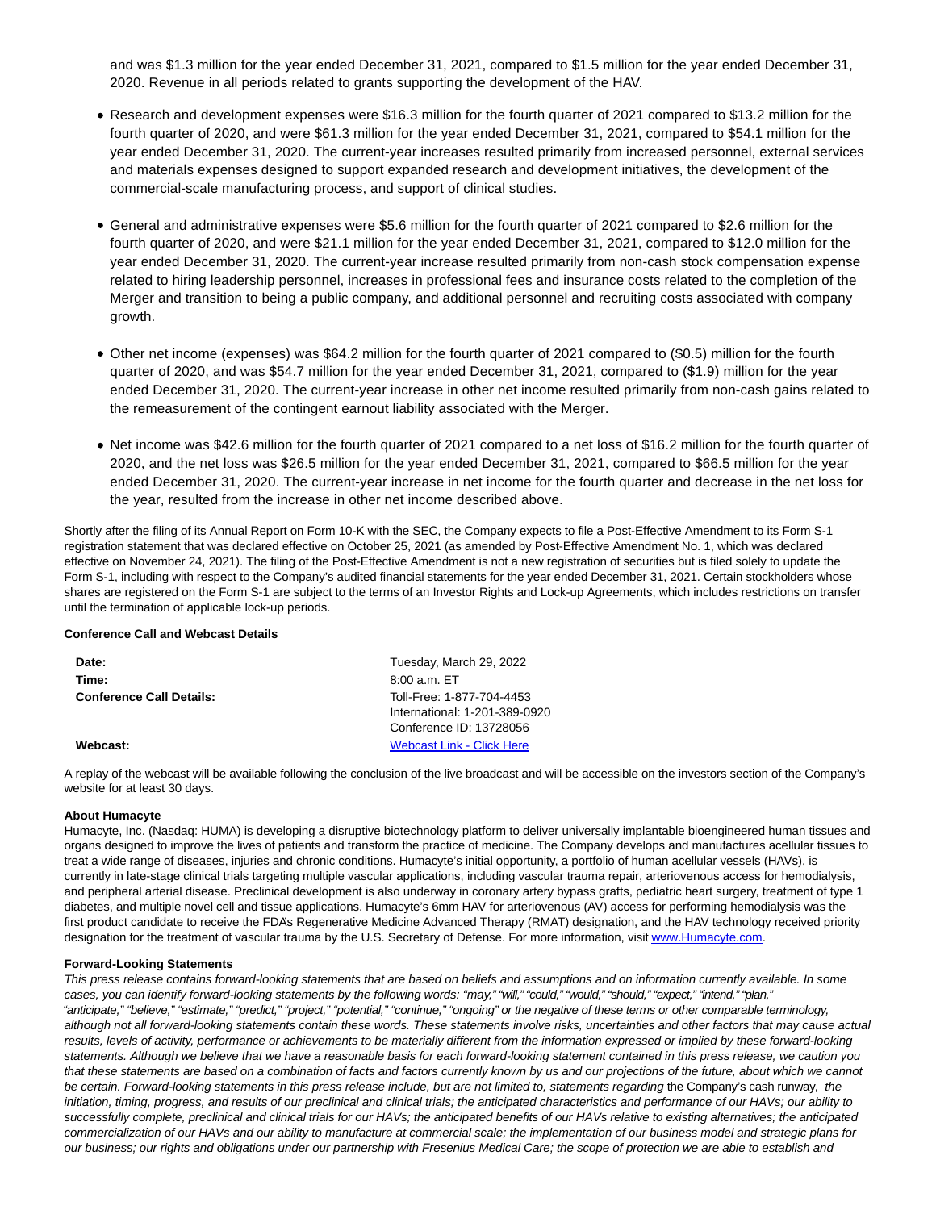and was $1.3 million for the year ended December 31, 2021, compared to $1.5 million for the year ended December 31, 2020. Revenue in all periods related to grants supporting the development of the HAV.

- Research and development expenses were $16.3 million for the fourth quarter of 2021 compared to $13.2 million for the fourth quarter of 2020, and were $61.3 million for the year ended December 31, 2021, compared to $54.1 million for the year ended December 31, 2020. The current-year increases resulted primarily from increased personnel, external services and materials expenses designed to support expanded research and development initiatives, the development of the commercial-scale manufacturing process, and support of clinical studies.

- General and administrative expenses were $5.6 million for the fourth quarter of 2021 compared to $2.6 million for the fourth quarter of 2020, and were $21.1 million for the year ended December 31, 2021, compared to $12.0 million for the year ended December 31, 2020. The current-year increase resulted primarily from non-cash stock compensation expense related to hiring leadership personnel, increases in professional fees and insurance costs related to the completion of the Merger and transition to being a public company, and additional personnel and recruiting costs associated with company growth.

- Other net income (expenses) was $64.2 million for the fourth quarter of 2021 compared to ($0.5) million for the fourth quarter of 2020, and was $54.7 million for the year ended December 31, 2021, compared to ($1.9) million for the year ended December 31, 2020. The current-year increase in other net income resulted primarily from non-cash gains related to the remeasurement of the contingent earnout liability associated with the Merger.

- Net income was $42.6 million for the fourth quarter of 2021 compared to a net loss of $16.2 million for the fourth quarter of 2020, and the net loss was $26.5 million for the year ended December 31, 2021, compared to $66.5 million for the year ended December 31, 2020. The current-year increase in net income for the fourth quarter and decrease in the net loss for the year, resulted from the increase in other net income described above.

Shortly after the filing of its Annual Report on Form 10-K with the SEC, the Company expects to file a Post-Effective Amendment to its Form S-1 registration statement that was declared effective on October 25, 2021 (as amended by Post-Effective Amendment No. 1, which was declared effective on November 24, 2021). The filing of the Post-Effective Amendment is not a new registration of securities but is filed solely to update the Form S-1, including with respect to the Company's audited financial statements for the year ended December 31, 2021. Certain stockholders whose shares are registered on the Form S-1 are subject to the terms of an Investor Rights and Lock-up Agreements, which includes restrictions on transfer until the termination of applicable lock-up periods.

**Conference Call and Webcast Details**

| | |
|---|---|
| **Date:** | Tuesday, March 29, 2022 |
| **Time:** | 8:00 a.m. ET |
| **Conference Call Details:** | Toll-Free: 1-877-704-4453<br>International: 1-201-389-0920<br>Conference ID: 13728056 |
| **Webcast:** | [Webcast Link - Click Here]() |

A replay of the webcast will be available following the conclusion of the live broadcast and will be accessible on the investors section of the Company's website for at least 30 days.

**About Humacyte**

Humacyte, Inc. (Nasdaq: HUMA) is developing a disruptive biotechnology platform to deliver universally implantable bioengineered human tissues and organs designed to improve the lives of patients and transform the practice of medicine. The Company develops and manufactures acellular tissues to treat a wide range of diseases, injuries and chronic conditions. Humacyte's initial opportunity, a portfolio of human acellular vessels (HAVs), is currently in late-stage clinical trials targeting multiple vascular applications, including vascular trauma repair, arteriovenous access for hemodialysis, and peripheral arterial disease. Preclinical development is also underway in coronary artery bypass grafts, pediatric heart surgery, treatment of type 1 diabetes, and multiple novel cell and tissue applications. Humacyte's 6mm HAV for arteriovenous (AV) access for performing hemodialysis was the first product candidate to receive the FDA's Regenerative Medicine Advanced Therapy (RMAT) designation, and the HAV technology received priority designation for the treatment of vascular trauma by the U.S. Secretary of Defense. For more information, visit [www.Humacyte.com](www.Humacyte.com).

**Forward-Looking Statements**

*This press release contains forward-looking statements that are based on beliefs and assumptions and on information currently available. In some cases, you can identify forward-looking statements by the following words: "may," "will," "could," "would," "should," "expect," "intend," "plan," "anticipate," "believe," "estimate," "predict," "project," "potential," "continue," "ongoing" or the negative of these terms or other comparable terminology, although not all forward-looking statements contain these words. These statements involve risks, uncertainties and other factors that may cause actual results, levels of activity, performance or achievements to be materially different from the information expressed or implied by these forward-looking statements. Although we believe that we have a reasonable basis for each forward-looking statement contained in this press release, we caution you that these statements are based on a combination of facts and factors currently known by us and our projections of the future, about which we cannot be certain. Forward-looking statements in this press release include, but are not limited to, statements regarding* the Company's cash runway, *the initiation, timing, progress, and results of our preclinical and clinical trials; the anticipated characteristics and performance of our HAVs; our ability to successfully complete, preclinical and clinical trials for our HAVs; the anticipated benefits of our HAVs relative to existing alternatives; the anticipated commercialization of our HAVs and our ability to manufacture at commercial scale; the implementation of our business model and strategic plans for our business; our rights and obligations under our partnership with Fresenius Medical Care; the scope of protection we are able to establish and*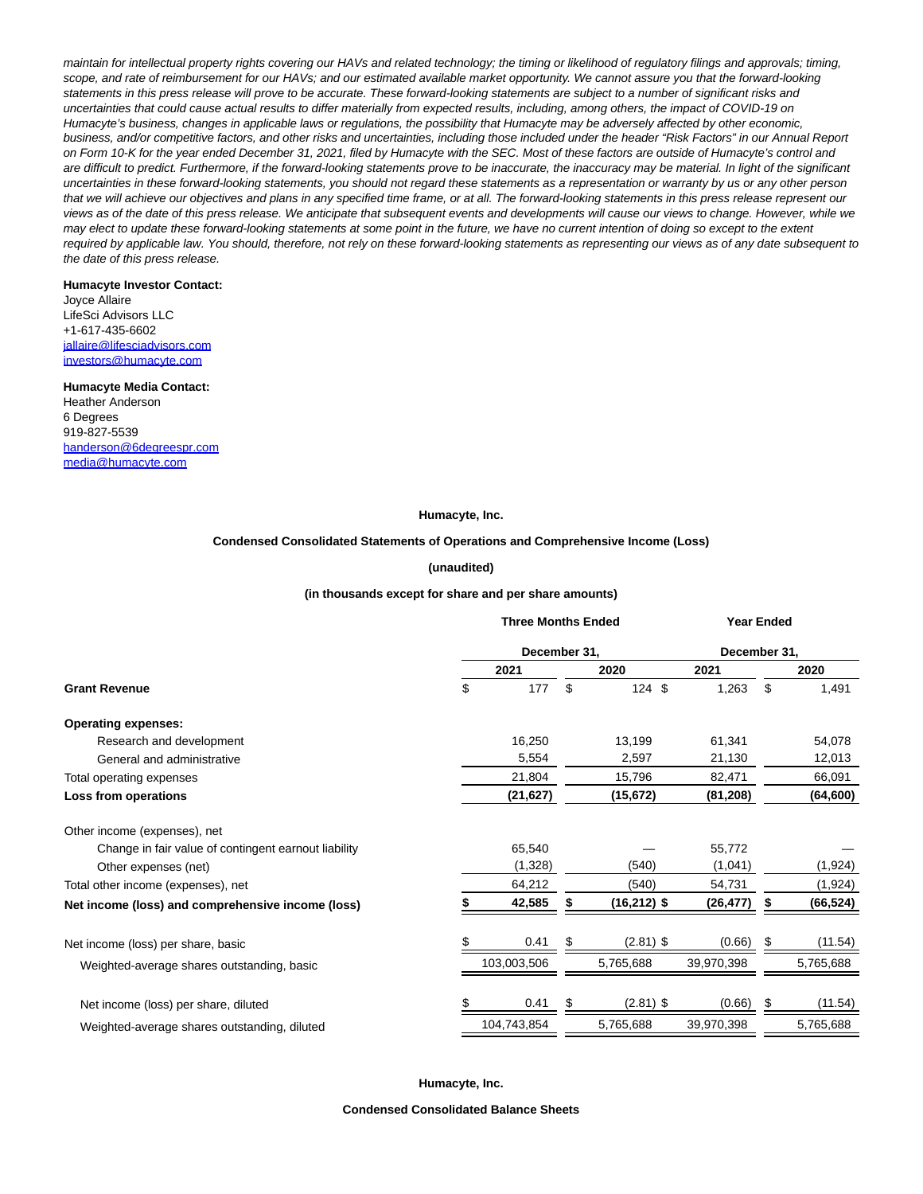*maintain for intellectual property rights covering our HAVs and related technology; the timing or likelihood of regulatory filings and approvals; timing, scope, and rate of reimbursement for our HAVs; and our estimated available market opportunity. We cannot assure you that the forward-looking statements in this press release will prove to be accurate. These forward-looking statements are subject to a number of significant risks and uncertainties that could cause actual results to differ materially from expected results, including, among others, the impact of COVID-19 on Humacyte's business, changes in applicable laws or regulations, the possibility that Humacyte may be adversely affected by other economic, business, and/or competitive factors, and other risks and uncertainties, including those included under the header "Risk Factors" in our Annual Report on Form 10-K for the year ended December 31, 2021, filed by Humacyte with the SEC. Most of these factors are outside of Humacyte's control and are difficult to predict. Furthermore, if the forward-looking statements prove to be inaccurate, the inaccuracy may be material. In light of the significant uncertainties in these forward-looking statements, you should not regard these statements as a representation or warranty by us or any other person that we will achieve our objectives and plans in any specified time frame, or at all. The forward-looking statements in this press release represent our views as of the date of this press release. We anticipate that subsequent events and developments will cause our views to change. However, while we may elect to update these forward-looking statements at some point in the future, we have no current intention of doing so except to the extent required by applicable law. You should, therefore, not rely on these forward-looking statements as representing our views as of any date subsequent to the date of this press release.*

**Humacyte Investor Contact:**
Joyce Allaire
LifeSci Advisors LLC
+1-617-435-6602
jallaire@lifesciadvisors.com
investors@humacyte.com

**Humacyte Media Contact:**
Heather Anderson
6 Degrees
919-827-5539
handerson@6degreespr.com
media@humacyte.com

**Humacyte, Inc.**

**Condensed Consolidated Statements of Operations and Comprehensive Income (Loss)**

**(unaudited)**

**(in thousands except for share and per share amounts)**

| | Three Months Ended December 31, | | Year Ended December 31, | |
|---|---|---|---|---|
| | **2021** | **2020** | **2021** | **2020** |
| **Grant Revenue** | $ 177 | $ 124 | $ 1,263 | $ 1,491 |
| **Operating expenses:** | | | | |
| Research and development | 16,250 | 13,199 | 61,341 | 54,078 |
| General and administrative | 5,554 | 2,597 | 21,130 | 12,013 |
| Total operating expenses | 21,804 | 15,796 | 82,471 | 66,091 |
| **Loss from operations** | **(21,627)** | **(15,672)** | **(81,208)** | **(64,600)** |
| Other income (expenses), net | | | | |
| Change in fair value of contingent earnout liability | 65,540 | — | 55,772 | — |
| Other expenses (net) | (1,328) | (540) | (1,041) | (1,924) |
| Total other income (expenses), net | 64,212 | (540) | 54,731 | (1,924) |
| **Net income (loss) and comprehensive income (loss)** | **$ 42,585** | **$ (16,212)** | **$ (26,477)** | **$ (66,524)** |
| Net income (loss) per share, basic | $ 0.41 | $ (2.81) | $ (0.66) | $ (11.54) |
| Weighted-average shares outstanding, basic | 103,003,506 | 5,765,688 | 39,970,398 | 5,765,688 |
| Net income (loss) per share, diluted | $ 0.41 | $ (2.81) | $ (0.66) | $ (11.54) |
| Weighted-average shares outstanding, diluted | 104,743,854 | 5,765,688 | 39,970,398 | 5,765,688 |

**Humacyte, Inc.**

**Condensed Consolidated Balance Sheets**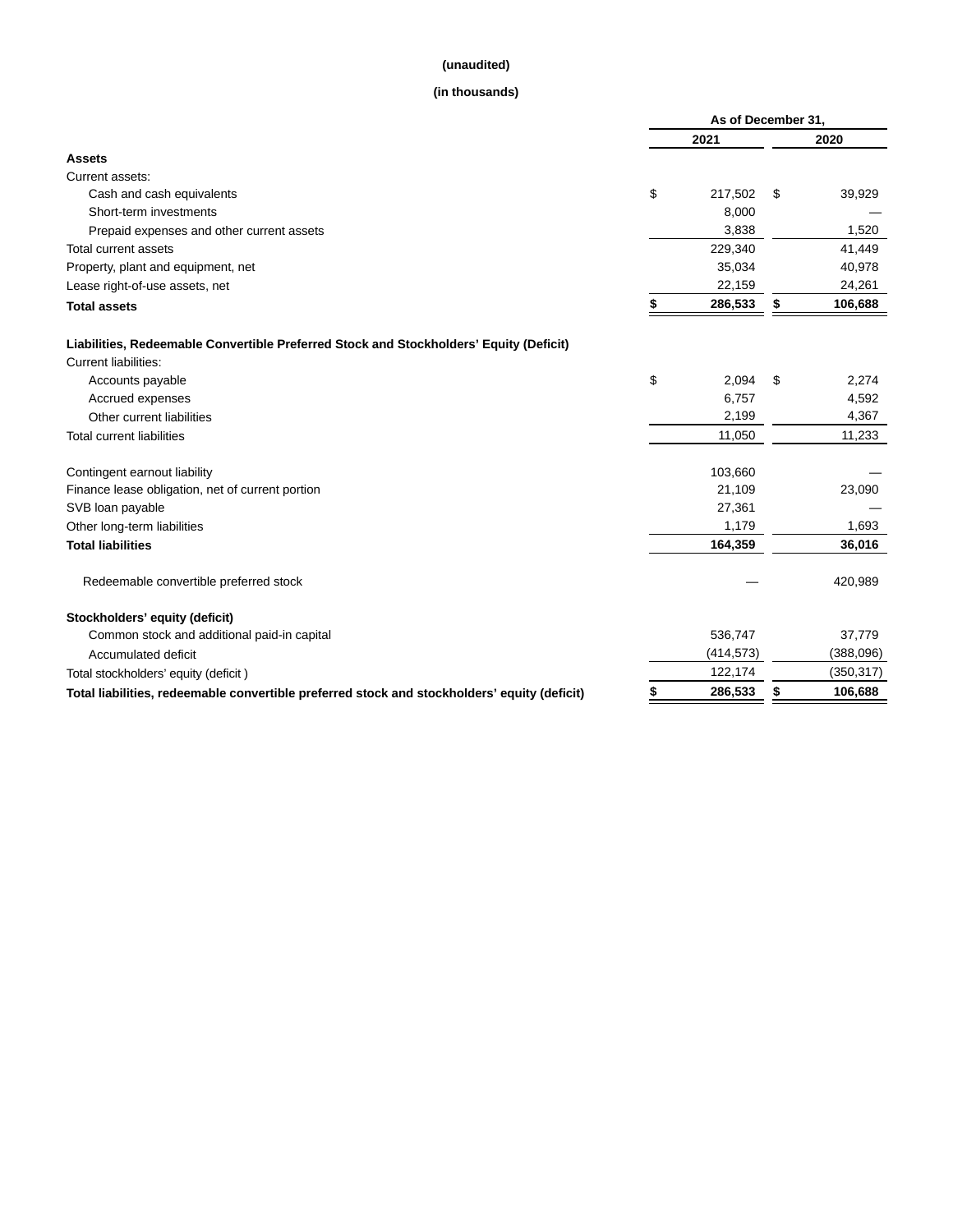**(unaudited)**

**(in thousands)**

| | As of December 31, | |
|---|---|---|
| | 2021 | 2020 |
| **Assets** | | |
| Current assets: | | |
| Cash and cash equivalents | $ 217,502 | $ 39,929 |
| Short-term investments | 8,000 | — |
| Prepaid expenses and other current assets | 3,838 | 1,520 |
| Total current assets | 229,340 | 41,449 |
| Property, plant and equipment, net | 35,034 | 40,978 |
| Lease right-of-use assets, net | 22,159 | 24,261 |
| **Total assets** | **$ 286,533** | **$ 106,688** |
| **Liabilities, Redeemable Convertible Preferred Stock and Stockholders' Equity (Deficit)** | | |
| Current liabilities: | | |
| Accounts payable | $ 2,094 | $ 2,274 |
| Accrued expenses | 6,757 | 4,592 |
| Other current liabilities | 2,199 | 4,367 |
| Total current liabilities | 11,050 | 11,233 |
| Contingent earnout liability | 103,660 | — |
| Finance lease obligation, net of current portion | 21,109 | 23,090 |
| SVB loan payable | 27,361 | — |
| Other long-term liabilities | 1,179 | 1,693 |
| **Total liabilities** | **164,359** | **36,016** |
| Redeemable convertible preferred stock | — | 420,989 |
| **Stockholders' equity (deficit)** | | |
| Common stock and additional paid-in capital | 536,747 | 37,779 |
| Accumulated deficit | (414,573) | (388,096) |
| Total stockholders' equity (deficit ) | 122,174 | (350,317) |
| **Total liabilities, redeemable convertible preferred stock and stockholders' equity (deficit)** | **$ 286,533** | **$ 106,688** |